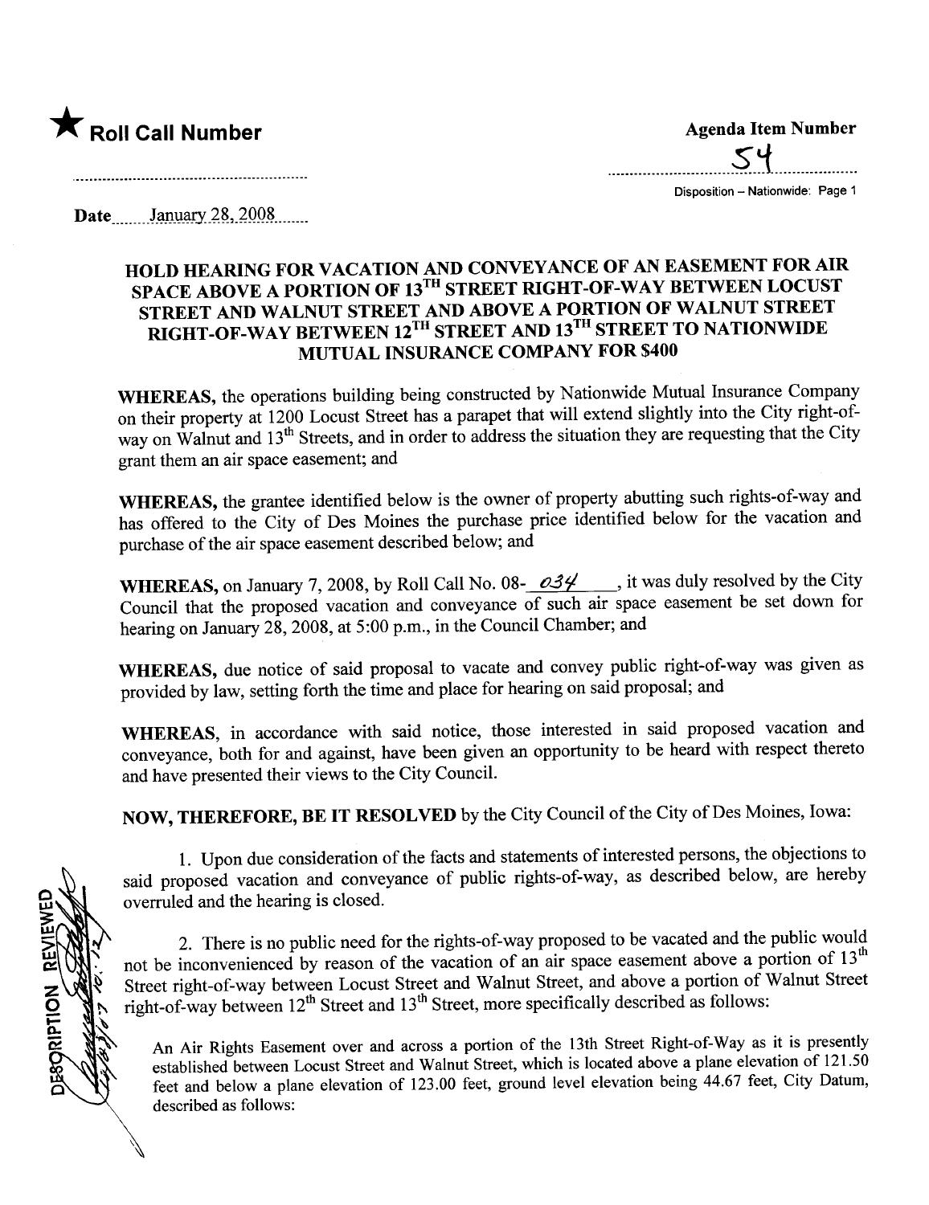★ **Roll Call Number**

**Agenda Item Number**

54

Disposition – Nationwide: Page 1

Date January 28, 2008

## HOLD HEARING FOR VACATION AND CONVEYANCE OF AN EASEMENT FOR AIR SPACE ABOVE A PORTION OF 13TH STREET RIGHT-OF-WAY BETWEEN LOCUST STREET AND WALNUT STREET AND ABOVE A PORTION OF WALNUT STREET RIGHT-OF-WAY BETWEEN 12TH STREET AND 13TH STREET TO NATIONWIDE MUTUAL INSURANCE COMPANY FOR $400

**WHEREAS,** the operations building being constructed by Nationwide Mutual Insurance Company on their property at 1200 Locust Street has a parapet that will extend slightly into the City right-of-way on Walnut and 13th Streets, and in order to address the situation they are requesting that the City grant them an air space easement; and

**WHEREAS,** the grantee identified below is the owner of property abutting such rights-of-way and has offered to the City of Des Moines the purchase price identified below for the vacation and purchase of the air space easement described below; and

**WHEREAS,** on January 7, 2008, by Roll Call No. 08- 034, it was duly resolved by the City Council that the proposed vacation and conveyance of such air space easement be set down for hearing on January 28, 2008, at 5:00 p.m., in the Council Chamber; and

**WHEREAS,** due notice of said proposal to vacate and convey public right-of-way was given as provided by law, setting forth the time and place for hearing on said proposal; and

**WHEREAS,** in accordance with said notice, those interested in said proposed vacation and conveyance, both for and against, have been given an opportunity to be heard with respect thereto and have presented their views to the City Council.

**NOW, THEREFORE, BE IT RESOLVED** by the City Council of the City of Des Moines, Iowa:

1. Upon due consideration of the facts and statements of interested persons, the objections to said proposed vacation and conveyance of public rights-of-way, as described below, are hereby overruled and the hearing is closed.

2. There is no public need for the rights-of-way proposed to be vacated and the public would not be inconvenienced by reason of the vacation of an air space easement above a portion of 13th Street right-of-way between Locust Street and Walnut Street, and above a portion of Walnut Street right-of-way between 12th Street and 13th Street, more specifically described as follows:

An Air Rights Easement over and across a portion of the 13th Street Right-of-Way as it is presently established between Locust Street and Walnut Street, which is located above a plane elevation of 121.50 feet and below a plane elevation of 123.00 feet, ground level elevation being 44.67 feet, City Datum, described as follows:

DESCRIPTION REVIEWED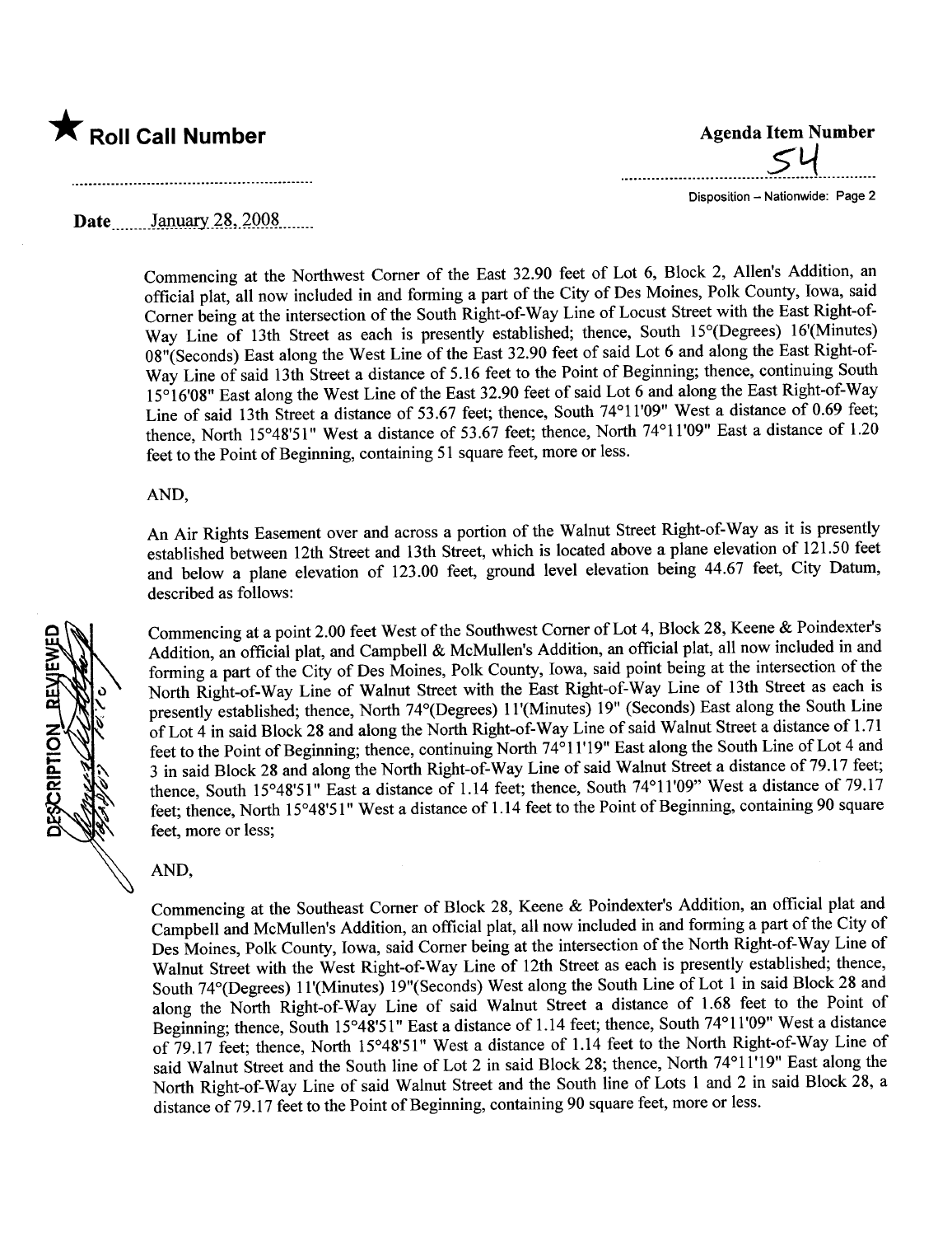★ **Roll Call Number**

**Agenda Item Number**

54

Disposition – Nationwide: Page 2

**Date** January 28, 2008

Commencing at the Northwest Corner of the East 32.90 feet of Lot 6, Block 2, Allen's Addition, an official plat, all now included in and forming a part of the City of Des Moines, Polk County, Iowa, said Corner being at the intersection of the South Right-of-Way Line of Locust Street with the East Right-of-Way Line of 13th Street as each is presently established; thence, South 15°(Degrees) 16'(Minutes) 08"(Seconds) East along the West Line of the East 32.90 feet of said Lot 6 and along the East Right-of-Way Line of said 13th Street a distance of 5.16 feet to the Point of Beginning; thence, continuing South 15°16'08" East along the West Line of the East 32.90 feet of said Lot 6 and along the East Right-of-Way Line of said 13th Street a distance of 53.67 feet; thence, South 74°11'09" West a distance of 0.69 feet; thence, North 15°48'51" West a distance of 53.67 feet; thence, North 74°11'09" East a distance of 1.20 feet to the Point of Beginning, containing 51 square feet, more or less.

AND,

An Air Rights Easement over and across a portion of the Walnut Street Right-of-Way as it is presently established between 12th Street and 13th Street, which is located above a plane elevation of 121.50 feet and below a plane elevation of 123.00 feet, ground level elevation being 44.67 feet, City Datum, described as follows:

Commencing at a point 2.00 feet West of the Southwest Corner of Lot 4, Block 28, Keene & Poindexter's Addition, an official plat, and Campbell & McMullen's Addition, an official plat, all now included in and forming a part of the City of Des Moines, Polk County, Iowa, said point being at the intersection of the North Right-of-Way Line of Walnut Street with the East Right-of-Way Line of 13th Street as each is presently established; thence, North 74°(Degrees) 11'(Minutes) 19" (Seconds) East along the South Line of Lot 4 in said Block 28 and along the North Right-of-Way Line of said Walnut Street a distance of 1.71 feet to the Point of Beginning; thence, continuing North 74°11'19" East along the South Line of Lot 4 and 3 in said Block 28 and along the North Right-of-Way Line of said Walnut Street a distance of 79.17 feet; thence, South 15°48'51" East a distance of 1.14 feet; thence, South 74°11'09" West a distance of 79.17 feet; thence, North 15°48'51" West a distance of 1.14 feet to the Point of Beginning, containing 90 square feet, more or less;

DESCRIPTION REVIEWED

AND,

Commencing at the Southeast Corner of Block 28, Keene & Poindexter's Addition, an official plat and Campbell and McMullen's Addition, an official plat, all now included in and forming a part of the City of Des Moines, Polk County, Iowa, said Corner being at the intersection of the North Right-of-Way Line of Walnut Street with the West Right-of-Way Line of 12th Street as each is presently established; thence, South 74°(Degrees) 11'(Minutes) 19"(Seconds) West along the South Line of Lot 1 in said Block 28 and along the North Right-of-Way Line of said Walnut Street a distance of 1.68 feet to the Point of Beginning; thence, South 15°48'51" East a distance of 1.14 feet; thence, South 74°11'09" West a distance of 79.17 feet; thence, North 15°48'51" West a distance of 1.14 feet to the North Right-of-Way Line of said Walnut Street and the South line of Lot 2 in said Block 28; thence, North 74°11'19" East along the North Right-of-Way Line of said Walnut Street and the South line of Lots 1 and 2 in said Block 28, a distance of 79.17 feet to the Point of Beginning, containing 90 square feet, more or less.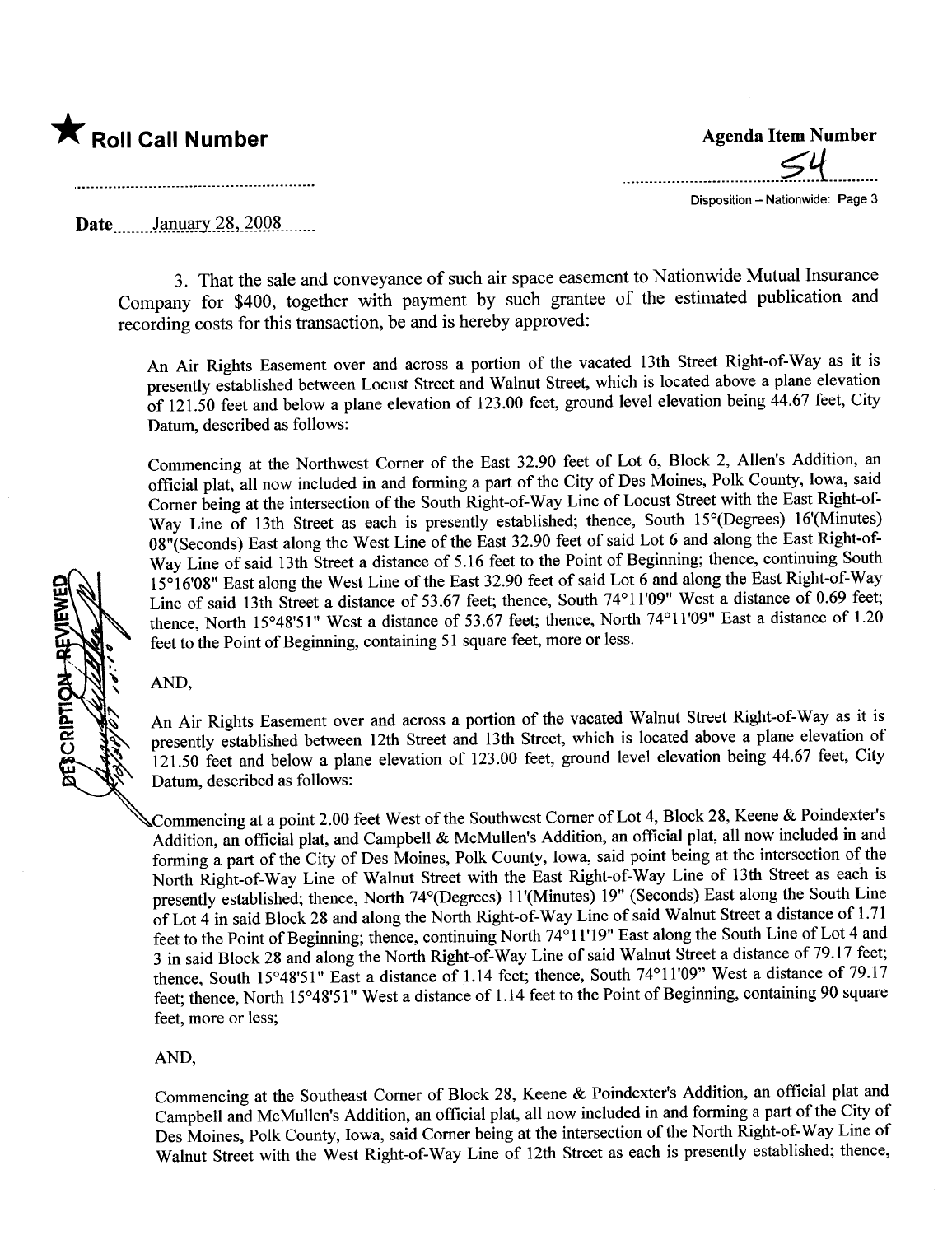★ **Roll Call Number**

**Agenda Item Number**

54

Disposition – Nationwide: Page 3

**Date** January 28, 2008

3. That the sale and conveyance of such air space easement to Nationwide Mutual Insurance Company for $400, together with payment by such grantee of the estimated publication and recording costs for this transaction, be and is hereby approved:

An Air Rights Easement over and across a portion of the vacated 13th Street Right-of-Way as it is presently established between Locust Street and Walnut Street, which is located above a plane elevation of 121.50 feet and below a plane elevation of 123.00 feet, ground level elevation being 44.67 feet, City Datum, described as follows:

Commencing at the Northwest Corner of the East 32.90 feet of Lot 6, Block 2, Allen's Addition, an official plat, all now included in and forming a part of the City of Des Moines, Polk County, Iowa, said Corner being at the intersection of the South Right-of-Way Line of Locust Street with the East Right-of-Way Line of 13th Street as each is presently established; thence, South 15°(Degrees) 16'(Minutes) 08"(Seconds) East along the West Line of the East 32.90 feet of said Lot 6 and along the East Right-of-Way Line of said 13th Street a distance of 5.16 feet to the Point of Beginning; thence, continuing South 15°16'08" East along the West Line of the East 32.90 feet of said Lot 6 and along the East Right-of-Way Line of said 13th Street a distance of 53.67 feet; thence, South 74°11'09" West a distance of 0.69 feet; thence, North 15°48'51" West a distance of 53.67 feet; thence, North 74°11'09" East a distance of 1.20 feet to the Point of Beginning, containing 51 square feet, more or less.

AND,

An Air Rights Easement over and across a portion of the vacated Walnut Street Right-of-Way as it is presently established between 12th Street and 13th Street, which is located above a plane elevation of 121.50 feet and below a plane elevation of 123.00 feet, ground level elevation being 44.67 feet, City Datum, described as follows:

Commencing at a point 2.00 feet West of the Southwest Corner of Lot 4, Block 28, Keene & Poindexter's Addition, an official plat, and Campbell & McMullen's Addition, an official plat, all now included in and forming a part of the City of Des Moines, Polk County, Iowa, said point being at the intersection of the North Right-of-Way Line of Walnut Street with the East Right-of-Way Line of 13th Street as each is presently established; thence, North 74°(Degrees) 11'(Minutes) 19" (Seconds) East along the South Line of Lot 4 in said Block 28 and along the North Right-of-Way Line of said Walnut Street a distance of 1.71 feet to the Point of Beginning; thence, continuing North 74°11'19" East along the South Line of Lot 4 and 3 in said Block 28 and along the North Right-of-Way Line of said Walnut Street a distance of 79.17 feet; thence, South 15°48'51" East a distance of 1.14 feet; thence, South 74°11'09" West a distance of 79.17 feet; thence, North 15°48'51" West a distance of 1.14 feet to the Point of Beginning, containing 90 square feet, more or less;

AND,

Commencing at the Southeast Corner of Block 28, Keene & Poindexter's Addition, an official plat and Campbell and McMullen's Addition, an official plat, all now included in and forming a part of the City of Des Moines, Polk County, Iowa, said Corner being at the intersection of the North Right-of-Way Line of Walnut Street with the West Right-of-Way Line of 12th Street as each is presently established; thence,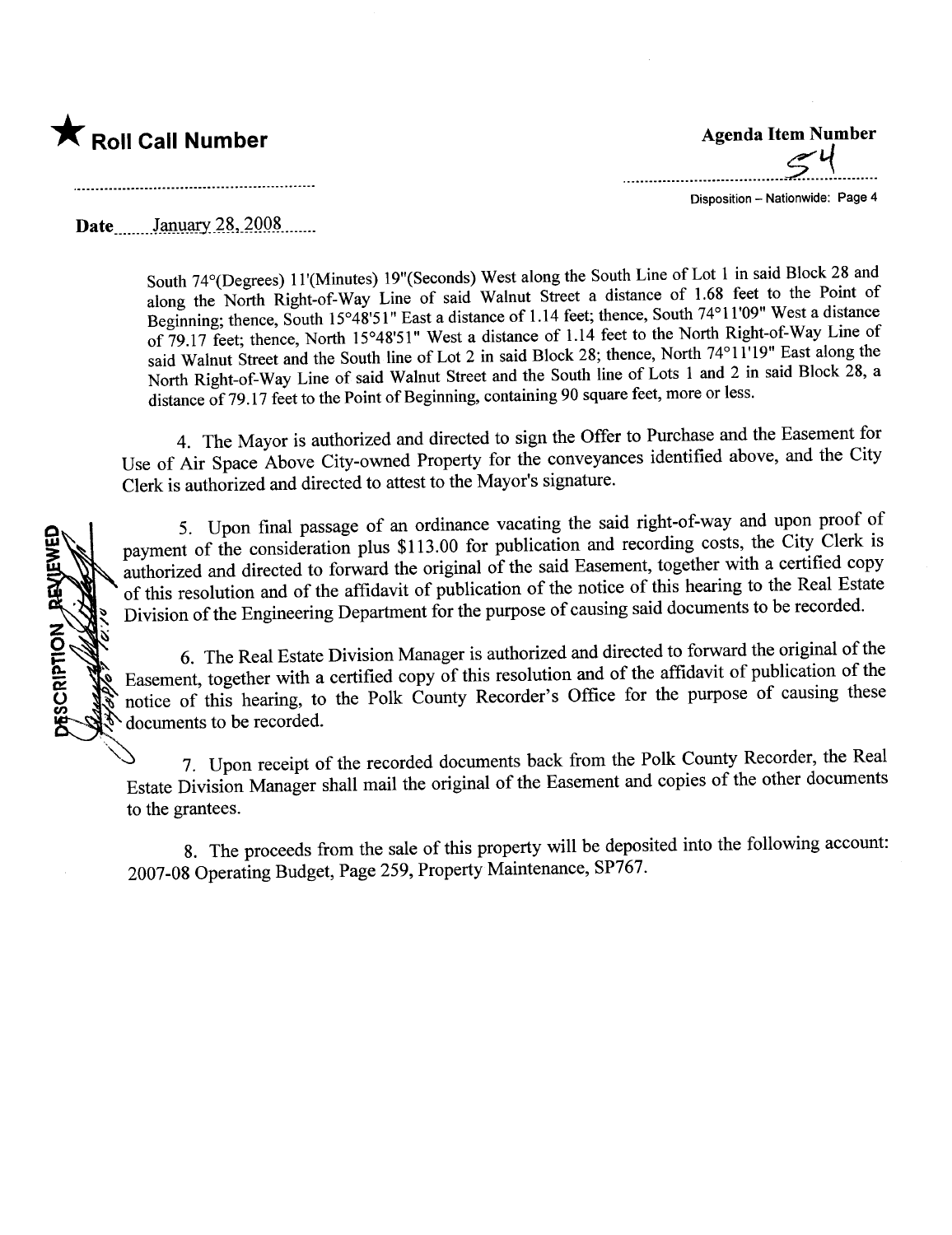★ **Roll Call Number**

**Agenda Item Number**

54

Disposition – Nationwide: Page 4

**Date** January 28, 2008

South 74°(Degrees) 11'(Minutes) 19"(Seconds) West along the South Line of Lot 1 in said Block 28 and along the North Right-of-Way Line of said Walnut Street a distance of 1.68 feet to the Point of Beginning; thence, South 15°48'51" East a distance of 1.14 feet; thence, South 74°11'09" West a distance of 79.17 feet; thence, North 15°48'51" West a distance of 1.14 feet to the North Right-of-Way Line of said Walnut Street and the South line of Lot 2 in said Block 28; thence, North 74°11'19" East along the North Right-of-Way Line of said Walnut Street and the South line of Lots 1 and 2 in said Block 28, a distance of 79.17 feet to the Point of Beginning, containing 90 square feet, more or less.

4. The Mayor is authorized and directed to sign the Offer to Purchase and the Easement for Use of Air Space Above City-owned Property for the conveyances identified above, and the City Clerk is authorized and directed to attest to the Mayor's signature.

5. Upon final passage of an ordinance vacating the said right-of-way and upon proof of payment of the consideration plus $113.00 for publication and recording costs, the City Clerk is authorized and directed to forward the original of the said Easement, together with a certified copy of this resolution and of the affidavit of publication of the notice of this hearing to the Real Estate Division of the Engineering Department for the purpose of causing said documents to be recorded.

6. The Real Estate Division Manager is authorized and directed to forward the original of the Easement, together with a certified copy of this resolution and of the affidavit of publication of the notice of this hearing, to the Polk County Recorder's Office for the purpose of causing these documents to be recorded.

7. Upon receipt of the recorded documents back from the Polk County Recorder, the Real Estate Division Manager shall mail the original of the Easement and copies of the other documents to the grantees.

8. The proceeds from the sale of this property will be deposited into the following account: 2007-08 Operating Budget, Page 259, Property Maintenance, SP767.

DESCRIPTION REVIEWED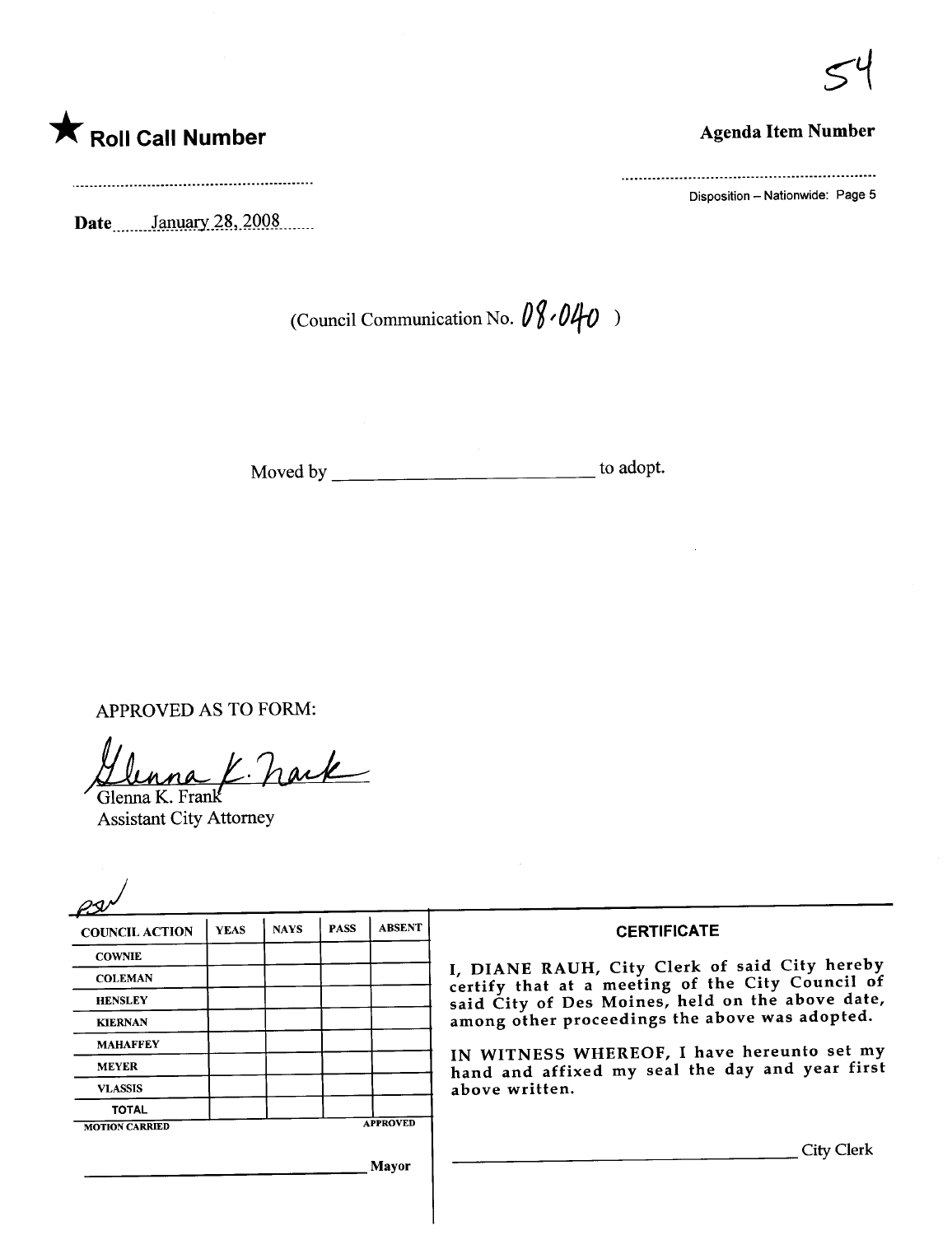54

★ **Roll Call Number**

**Agenda Item Number**

..............................................................

Disposition – Nationwide: Page 5

**Date** January 28, 2008

(Council Communication No. 08-040 )

Moved by ___________________________ to adopt.

APPROVED AS TO FORM:

Glenna K. Frank

Glenna K. Frank
Assistant City Attorney

| COUNCIL ACTION | YEAS | NAYS | PASS | ABSENT |
| --- | --- | --- | --- | --- |
| COWNIE | | | | |
| COLEMAN | | | | |
| HENSLEY | | | | |
| KIERNAN | | | | |
| MAHAFFEY | | | | |
| MEYER | | | | |
| VLASSIS | | | | |
| TOTAL | | | | |

MOTION CARRIED APPROVED

_________________________________ Mayor

**CERTIFICATE**

I, DIANE RAUH, City Clerk of said City hereby certify that at a meeting of the City Council of said City of Des Moines, held on the above date, among other proceedings the above was adopted.

IN WITNESS WHEREOF, I have hereunto set my hand and affixed my seal the day and year first above written.

_________________________________ City Clerk